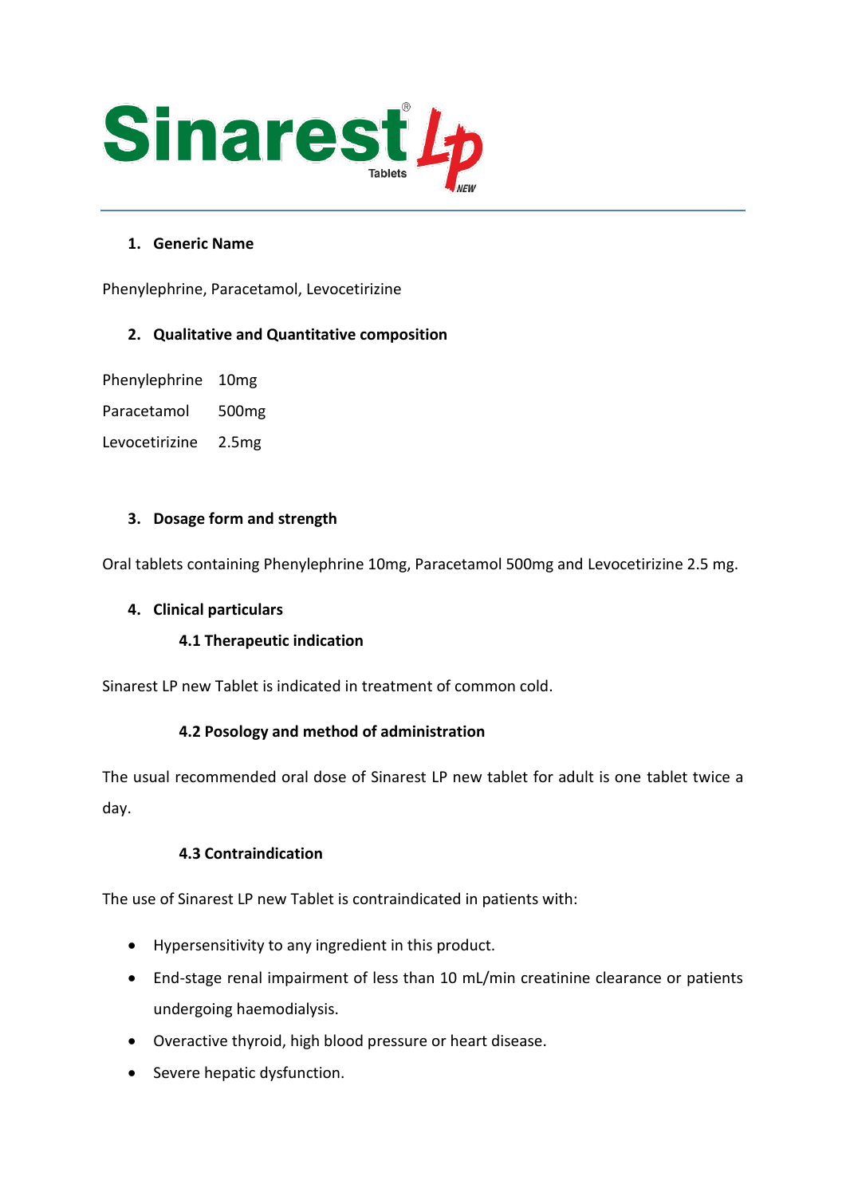# Sinarest® LP Tablets NEW

## 1. Generic Name

Phenylephrine, Paracetamol, Levocetirizine

## 2. Qualitative and Quantitative composition

| | |
|---|---|
| Phenylephrine | 10mg |
| Paracetamol | 500mg |
| Levocetirizine | 2.5mg |

## 3. Dosage form and strength

Oral tablets containing Phenylephrine 10mg, Paracetamol 500mg and Levocetirizine 2.5 mg.

## 4. Clinical particulars

### 4.1 Therapeutic indication

Sinarest LP new Tablet is indicated in treatment of common cold.

### 4.2 Posology and method of administration

The usual recommended oral dose of Sinarest LP new tablet for adult is one tablet twice a day.

### 4.3 Contraindication

The use of Sinarest LP new Tablet is contraindicated in patients with:

- Hypersensitivity to any ingredient in this product.
- End-stage renal impairment of less than 10 mL/min creatinine clearance or patients undergoing haemodialysis.
- Overactive thyroid, high blood pressure or heart disease.
- Severe hepatic dysfunction.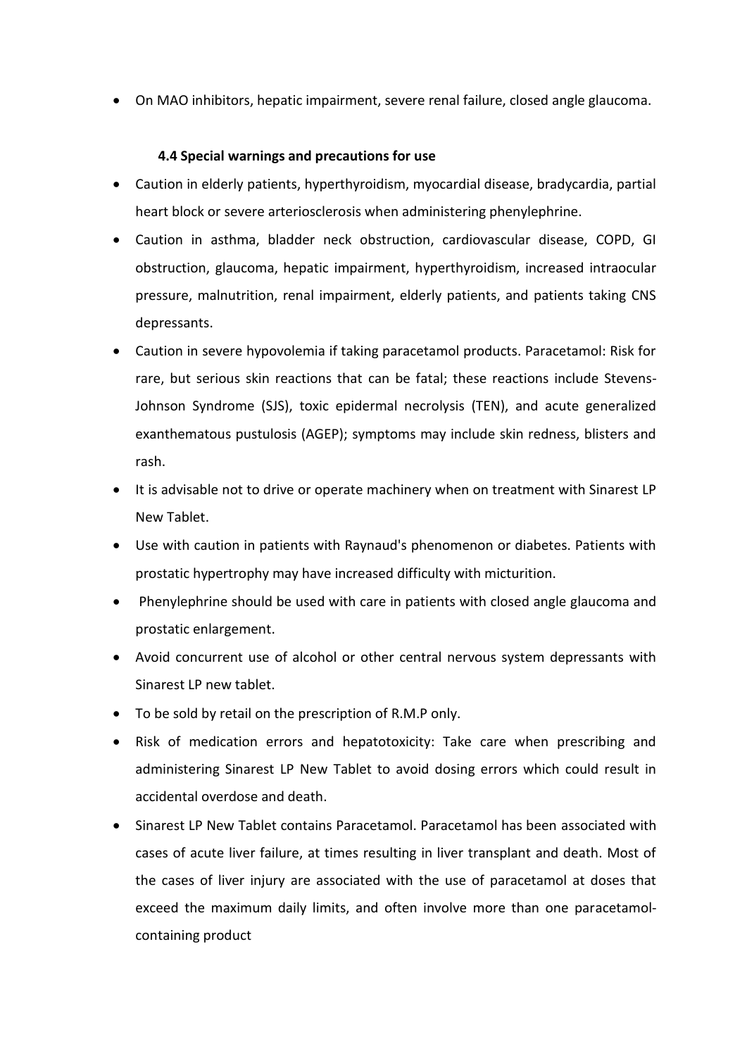- On MAO inhibitors, hepatic impairment, severe renal failure, closed angle glaucoma.

### 4.4 Special warnings and precautions for use

- Caution in elderly patients, hyperthyroidism, myocardial disease, bradycardia, partial heart block or severe arteriosclerosis when administering phenylephrine.
- Caution in asthma, bladder neck obstruction, cardiovascular disease, COPD, GI obstruction, glaucoma, hepatic impairment, hyperthyroidism, increased intraocular pressure, malnutrition, renal impairment, elderly patients, and patients taking CNS depressants.
- Caution in severe hypovolemia if taking paracetamol products. Paracetamol: Risk for rare, but serious skin reactions that can be fatal; these reactions include Stevens-Johnson Syndrome (SJS), toxic epidermal necrolysis (TEN), and acute generalized exanthematous pustulosis (AGEP); symptoms may include skin redness, blisters and rash.
- It is advisable not to drive or operate machinery when on treatment with Sinarest LP New Tablet.
- Use with caution in patients with Raynaud's phenomenon or diabetes. Patients with prostatic hypertrophy may have increased difficulty with micturition.
- Phenylephrine should be used with care in patients with closed angle glaucoma and prostatic enlargement.
- Avoid concurrent use of alcohol or other central nervous system depressants with Sinarest LP new tablet.
- To be sold by retail on the prescription of R.M.P only.
- Risk of medication errors and hepatotoxicity: Take care when prescribing and administering Sinarest LP New Tablet to avoid dosing errors which could result in accidental overdose and death.
- Sinarest LP New Tablet contains Paracetamol. Paracetamol has been associated with cases of acute liver failure, at times resulting in liver transplant and death. Most of the cases of liver injury are associated with the use of paracetamol at doses that exceed the maximum daily limits, and often involve more than one paracetamol-containing product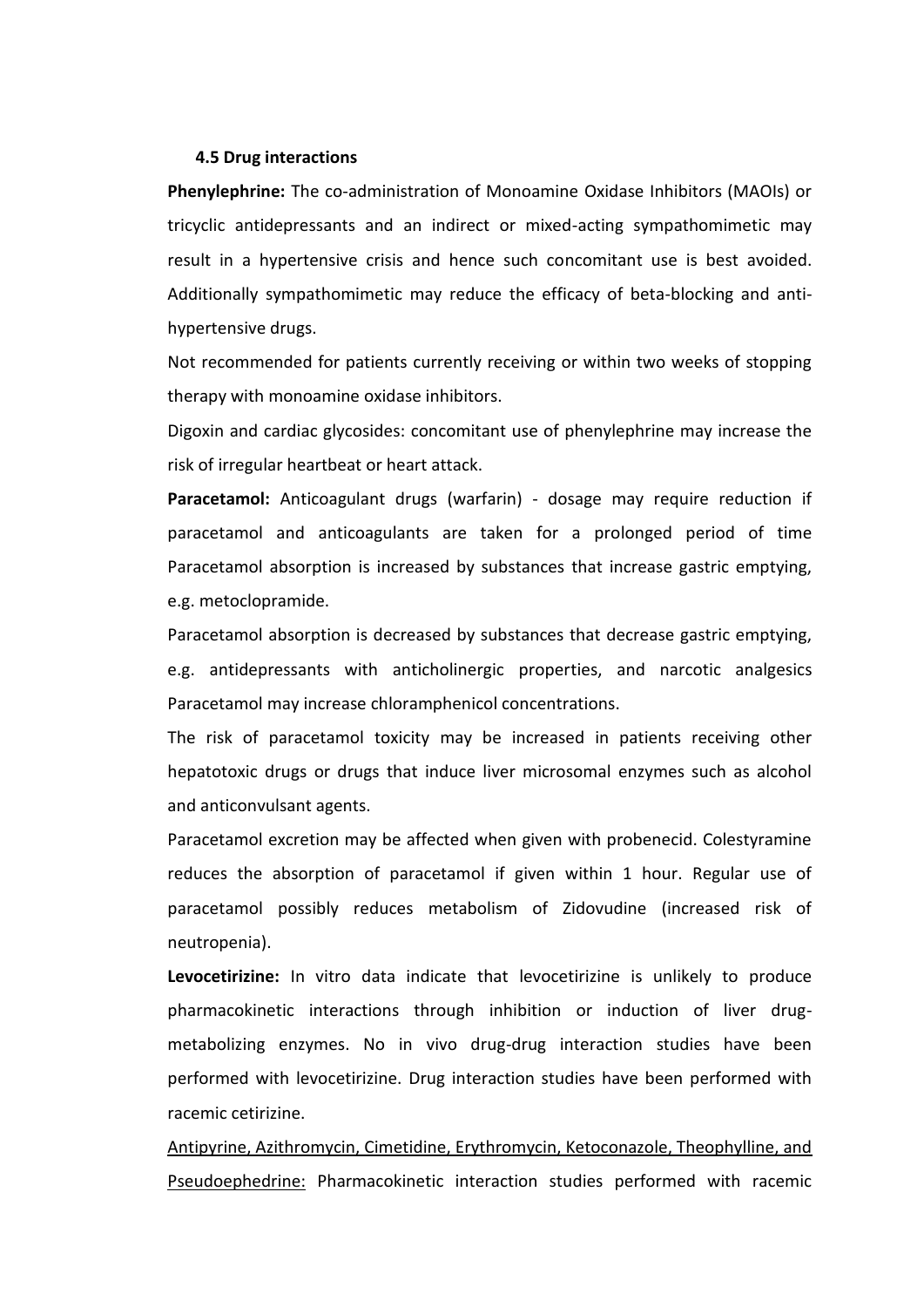### 4.5 Drug interactions

**Phenylephrine:** The co-administration of Monoamine Oxidase Inhibitors (MAOIs) or tricyclic antidepressants and an indirect or mixed-acting sympathomimetic may result in a hypertensive crisis and hence such concomitant use is best avoided. Additionally sympathomimetic may reduce the efficacy of beta-blocking and anti-hypertensive drugs.

Not recommended for patients currently receiving or within two weeks of stopping therapy with monoamine oxidase inhibitors.

Digoxin and cardiac glycosides: concomitant use of phenylephrine may increase the risk of irregular heartbeat or heart attack.

**Paracetamol:** Anticoagulant drugs (warfarin) - dosage may require reduction if paracetamol and anticoagulants are taken for a prolonged period of time Paracetamol absorption is increased by substances that increase gastric emptying, e.g. metoclopramide.

Paracetamol absorption is decreased by substances that decrease gastric emptying, e.g. antidepressants with anticholinergic properties, and narcotic analgesics Paracetamol may increase chloramphenicol concentrations.

The risk of paracetamol toxicity may be increased in patients receiving other hepatotoxic drugs or drugs that induce liver microsomal enzymes such as alcohol and anticonvulsant agents.

Paracetamol excretion may be affected when given with probenecid. Colestyramine reduces the absorption of paracetamol if given within 1 hour. Regular use of paracetamol possibly reduces metabolism of Zidovudine (increased risk of neutropenia).

**Levocetirizine:** In vitro data indicate that levocetirizine is unlikely to produce pharmacokinetic interactions through inhibition or induction of liver drug-metabolizing enzymes. No in vivo drug-drug interaction studies have been performed with levocetirizine. Drug interaction studies have been performed with racemic cetirizine.

<u>Antipyrine, Azithromycin, Cimetidine, Erythromycin, Ketoconazole, Theophylline, and Pseudoephedrine:</u> Pharmacokinetic interaction studies performed with racemic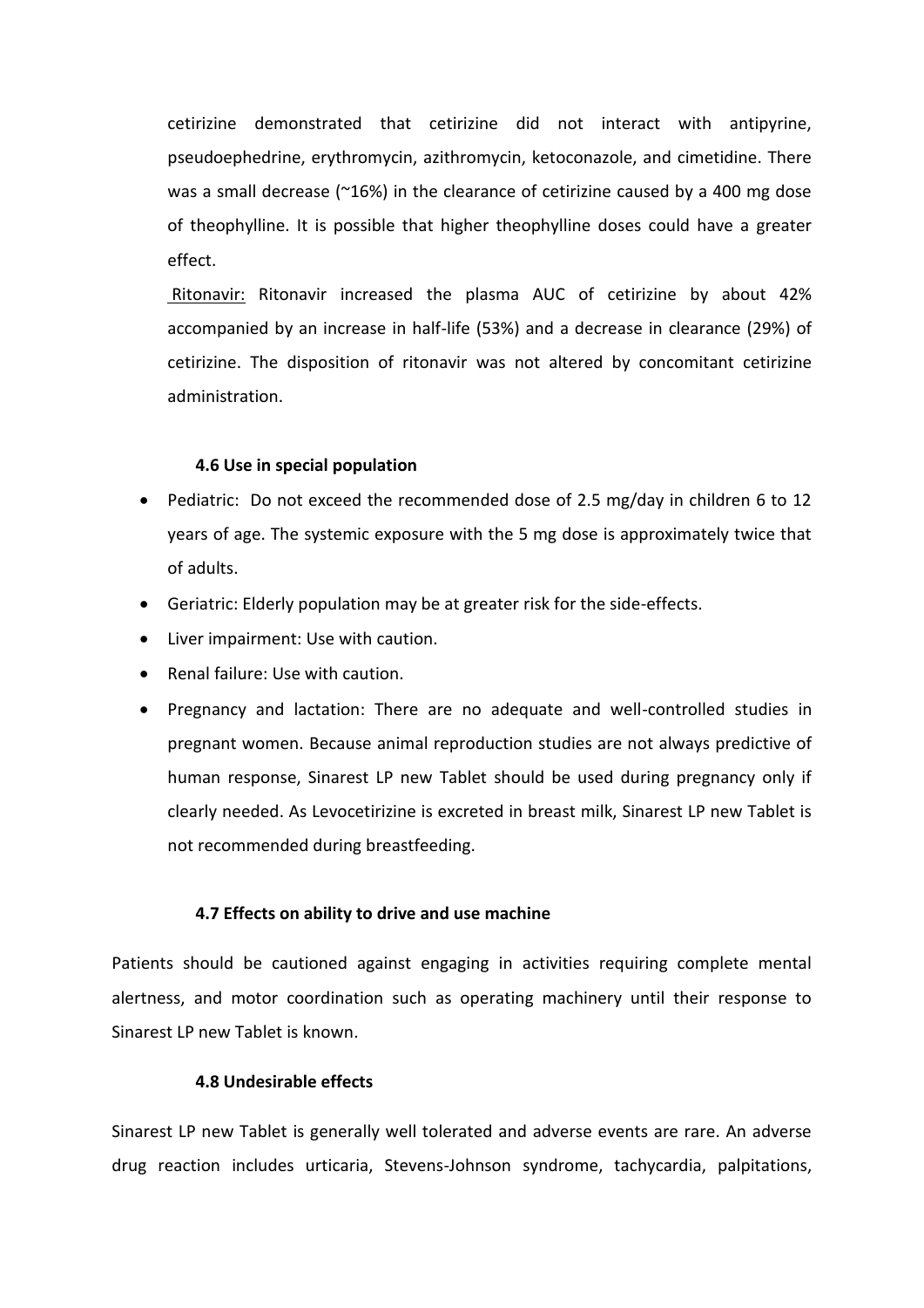cetirizine demonstrated that cetirizine did not interact with antipyrine, pseudoephedrine, erythromycin, azithromycin, ketoconazole, and cimetidine. There was a small decrease (~16%) in the clearance of cetirizine caused by a 400 mg dose of theophylline. It is possible that higher theophylline doses could have a greater effect.

Ritonavir: Ritonavir increased the plasma AUC of cetirizine by about 42% accompanied by an increase in half-life (53%) and a decrease in clearance (29%) of cetirizine. The disposition of ritonavir was not altered by concomitant cetirizine administration.

### 4.6 Use in special population

- Pediatric: Do not exceed the recommended dose of 2.5 mg/day in children 6 to 12 years of age. The systemic exposure with the 5 mg dose is approximately twice that of adults.
- Geriatric: Elderly population may be at greater risk for the side-effects.
- Liver impairment: Use with caution.
- Renal failure: Use with caution.
- Pregnancy and lactation: There are no adequate and well-controlled studies in pregnant women. Because animal reproduction studies are not always predictive of human response, Sinarest LP new Tablet should be used during pregnancy only if clearly needed. As Levocetirizine is excreted in breast milk, Sinarest LP new Tablet is not recommended during breastfeeding.

### 4.7 Effects on ability to drive and use machine

Patients should be cautioned against engaging in activities requiring complete mental alertness, and motor coordination such as operating machinery until their response to Sinarest LP new Tablet is known.

### 4.8 Undesirable effects

Sinarest LP new Tablet is generally well tolerated and adverse events are rare. An adverse drug reaction includes urticaria, Stevens-Johnson syndrome, tachycardia, palpitations,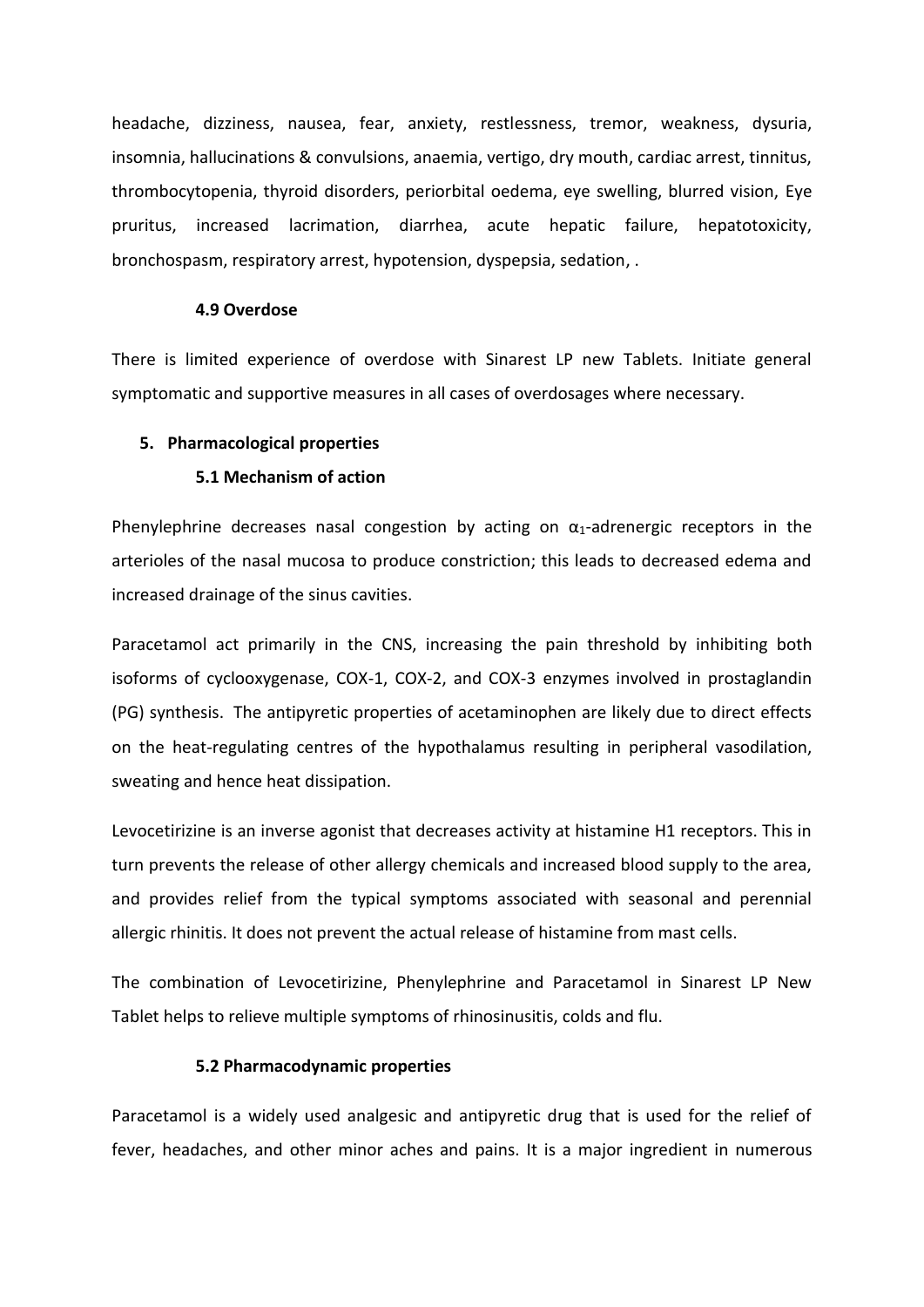headache, dizziness, nausea, fear, anxiety, restlessness, tremor, weakness, dysuria, insomnia, hallucinations & convulsions, anaemia, vertigo, dry mouth, cardiac arrest, tinnitus, thrombocytopenia, thyroid disorders, periorbital oedema, eye swelling, blurred vision, Eye pruritus, increased lacrimation, diarrhea, acute hepatic failure, hepatotoxicity, bronchospasm, respiratory arrest, hypotension, dyspepsia, sedation, .

### 4.9 Overdose

There is limited experience of overdose with Sinarest LP new Tablets. Initiate general symptomatic and supportive measures in all cases of overdosages where necessary.

## 5. Pharmacological properties

### 5.1 Mechanism of action

Phenylephrine decreases nasal congestion by acting on $\alpha_1$-adrenergic receptors in the arterioles of the nasal mucosa to produce constriction; this leads to decreased edema and increased drainage of the sinus cavities.

Paracetamol act primarily in the CNS, increasing the pain threshold by inhibiting both isoforms of cyclooxygenase, COX-1, COX-2, and COX-3 enzymes involved in prostaglandin (PG) synthesis. The antipyretic properties of acetaminophen are likely due to direct effects on the heat-regulating centres of the hypothalamus resulting in peripheral vasodilation, sweating and hence heat dissipation.

Levocetirizine is an inverse agonist that decreases activity at histamine H1 receptors. This in turn prevents the release of other allergy chemicals and increased blood supply to the area, and provides relief from the typical symptoms associated with seasonal and perennial allergic rhinitis. It does not prevent the actual release of histamine from mast cells.

The combination of Levocetirizine, Phenylephrine and Paracetamol in Sinarest LP New Tablet helps to relieve multiple symptoms of rhinosinusitis, colds and flu.

### 5.2 Pharmacodynamic properties

Paracetamol is a widely used analgesic and antipyretic drug that is used for the relief of fever, headaches, and other minor aches and pains. It is a major ingredient in numerous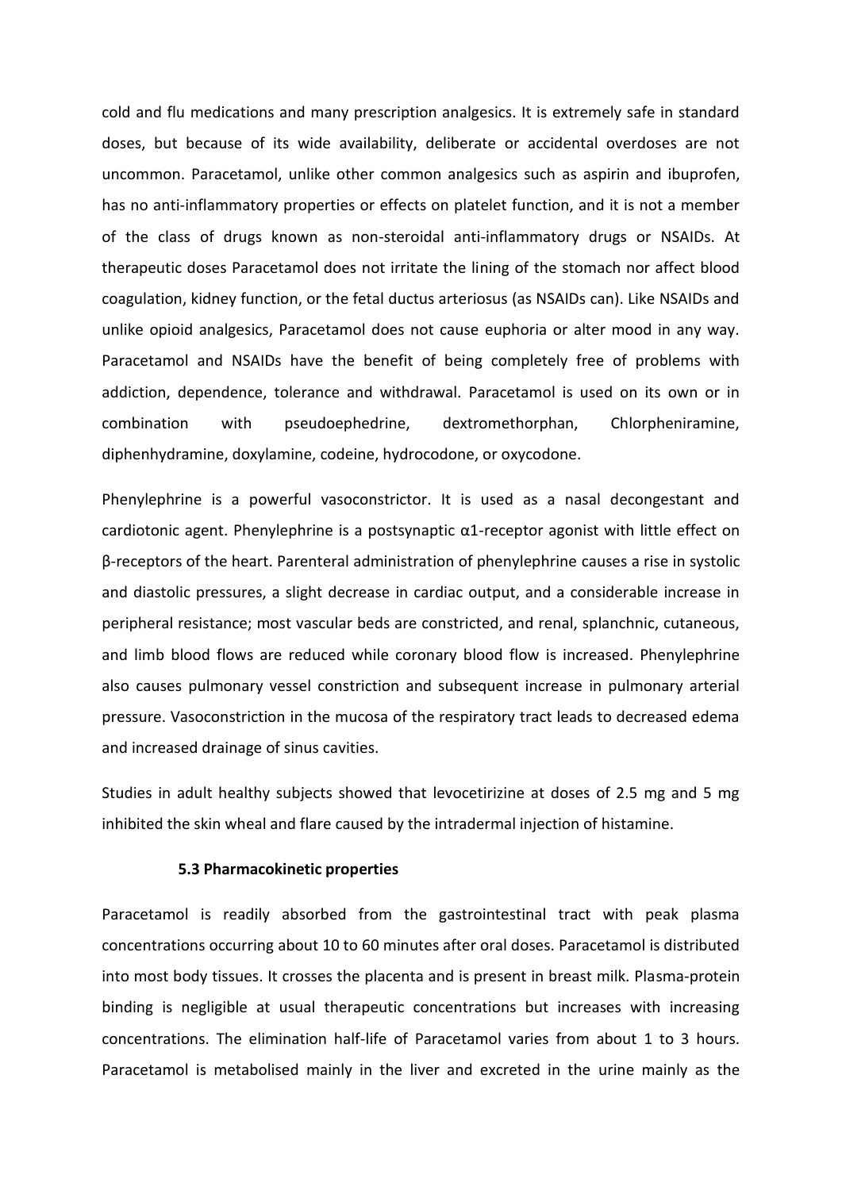cold and flu medications and many prescription analgesics. It is extremely safe in standard doses, but because of its wide availability, deliberate or accidental overdoses are not uncommon. Paracetamol, unlike other common analgesics such as aspirin and ibuprofen, has no anti-inflammatory properties or effects on platelet function, and it is not a member of the class of drugs known as non-steroidal anti-inflammatory drugs or NSAIDs. At therapeutic doses Paracetamol does not irritate the lining of the stomach nor affect blood coagulation, kidney function, or the fetal ductus arteriosus (as NSAIDs can). Like NSAIDs and unlike opioid analgesics, Paracetamol does not cause euphoria or alter mood in any way. Paracetamol and NSAIDs have the benefit of being completely free of problems with addiction, dependence, tolerance and withdrawal. Paracetamol is used on its own or in combination with pseudoephedrine, dextromethorphan, Chlorpheniramine, diphenhydramine, doxylamine, codeine, hydrocodone, or oxycodone.

Phenylephrine is a powerful vasoconstrictor. It is used as a nasal decongestant and cardiotonic agent. Phenylephrine is a postsynaptic α1-receptor agonist with little effect on β-receptors of the heart. Parenteral administration of phenylephrine causes a rise in systolic and diastolic pressures, a slight decrease in cardiac output, and a considerable increase in peripheral resistance; most vascular beds are constricted, and renal, splanchnic, cutaneous, and limb blood flows are reduced while coronary blood flow is increased. Phenylephrine also causes pulmonary vessel constriction and subsequent increase in pulmonary arterial pressure. Vasoconstriction in the mucosa of the respiratory tract leads to decreased edema and increased drainage of sinus cavities.

Studies in adult healthy subjects showed that levocetirizine at doses of 2.5 mg and 5 mg inhibited the skin wheal and flare caused by the intradermal injection of histamine.

**5.3 Pharmacokinetic properties**

Paracetamol is readily absorbed from the gastrointestinal tract with peak plasma concentrations occurring about 10 to 60 minutes after oral doses. Paracetamol is distributed into most body tissues. It crosses the placenta and is present in breast milk. Plasma-protein binding is negligible at usual therapeutic concentrations but increases with increasing concentrations. The elimination half-life of Paracetamol varies from about 1 to 3 hours. Paracetamol is metabolised mainly in the liver and excreted in the urine mainly as the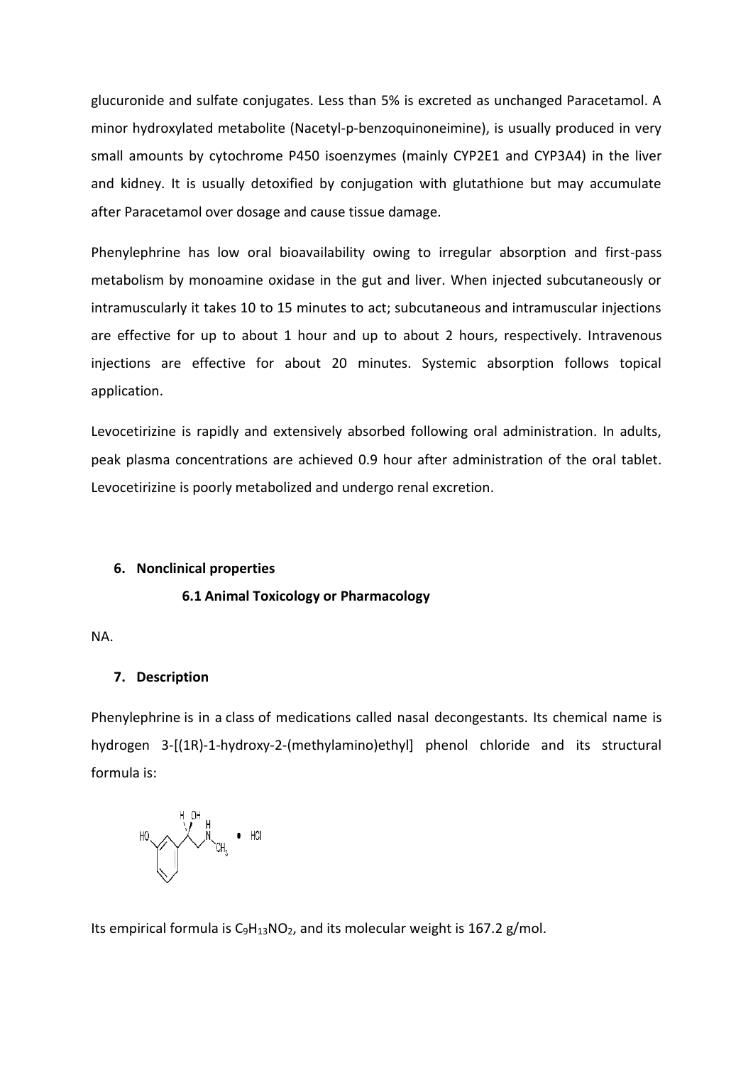glucuronide and sulfate conjugates. Less than 5% is excreted as unchanged Paracetamol. A minor hydroxylated metabolite (Nacetyl-p-benzoquinoneimine), is usually produced in very small amounts by cytochrome P450 isoenzymes (mainly CYP2E1 and CYP3A4) in the liver and kidney. It is usually detoxified by conjugation with glutathione but may accumulate after Paracetamol over dosage and cause tissue damage.

Phenylephrine has low oral bioavailability owing to irregular absorption and first-pass metabolism by monoamine oxidase in the gut and liver. When injected subcutaneously or intramuscularly it takes 10 to 15 minutes to act; subcutaneous and intramuscular injections are effective for up to about 1 hour and up to about 2 hours, respectively. Intravenous injections are effective for about 20 minutes. Systemic absorption follows topical application.

Levocetirizine is rapidly and extensively absorbed following oral administration. In adults, peak plasma concentrations are achieved 0.9 hour after administration of the oral tablet. Levocetirizine is poorly metabolized and undergo renal excretion.

## 6. Nonclinical properties

### 6.1 Animal Toxicology or Pharmacology

NA.

## 7. Description

Phenylephrine is in a class of medications called nasal decongestants. Its chemical name is hydrogen 3-[(1R)-1-hydroxy-2-(methylamino)ethyl] phenol chloride and its structural formula is:

Its empirical formula is $C_9H_{13}NO_2$, and its molecular weight is 167.2 g/mol.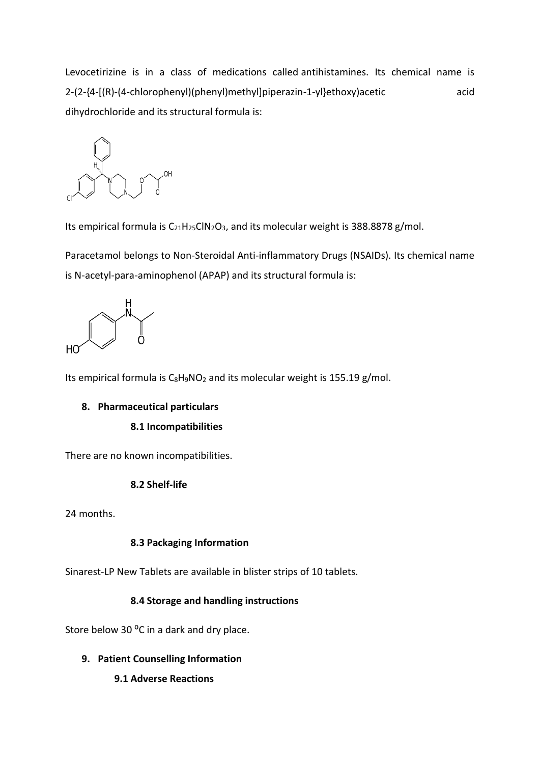Levocetirizine is in a class of medications called antihistamines. Its chemical name is 2-(2-{4-[(R)-(4-chlorophenyl)(phenyl)methyl]piperazin-1-yl}ethoxy)acetic acid dihydrochloride and its structural formula is:

Its empirical formula is $C_{21}H_{25}ClN_2O_3$, and its molecular weight is 388.8878 g/mol.

Paracetamol belongs to Non-Steroidal Anti-inflammatory Drugs (NSAIDs). Its chemical name is N-acetyl-para-aminophenol (APAP) and its structural formula is:

Its empirical formula is $C_8H_9NO_2$ and its molecular weight is 155.19 g/mol.

## 8. Pharmaceutical particulars

### 8.1 Incompatibilities

There are no known incompatibilities.

### 8.2 Shelf-life

24 months.

### 8.3 Packaging Information

Sinarest-LP New Tablets are available in blister strips of 10 tablets.

### 8.4 Storage and handling instructions

Store below 30 $^{0}$C in a dark and dry place.

## 9. Patient Counselling Information

### 9.1 Adverse Reactions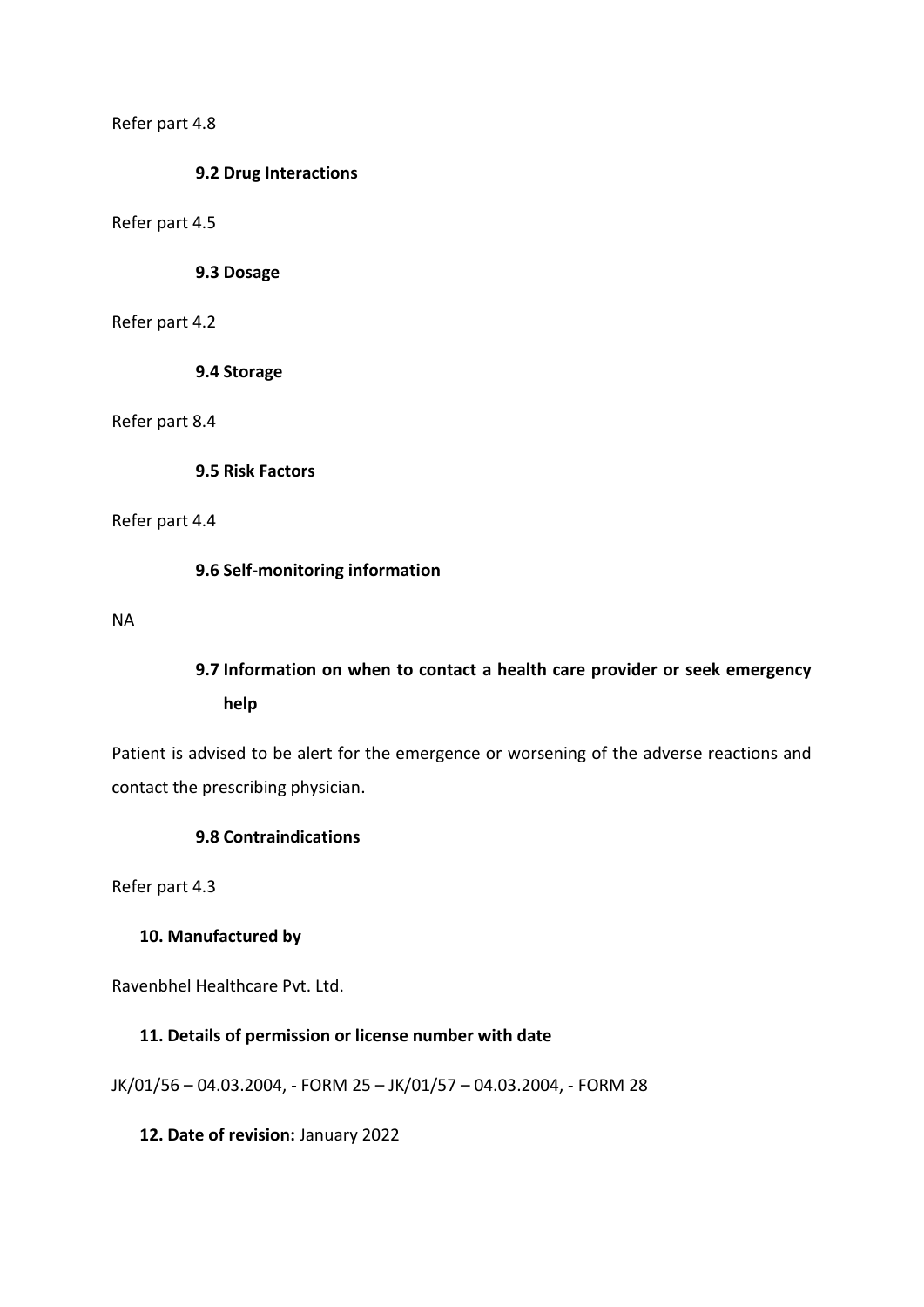Refer part 4.8

### 9.2 Drug Interactions

Refer part 4.5

### 9.3 Dosage

Refer part 4.2

### 9.4 Storage

Refer part 8.4

### 9.5 Risk Factors

Refer part 4.4

### 9.6 Self-monitoring information

NA

### 9.7 Information on when to contact a health care provider or seek emergency help

Patient is advised to be alert for the emergence or worsening of the adverse reactions and contact the prescribing physician.

### 9.8 Contraindications

Refer part 4.3

## 10. Manufactured by

Ravenbhel Healthcare Pvt. Ltd.

## 11. Details of permission or license number with date

JK/01/56 – 04.03.2004, - FORM 25 – JK/01/57 – 04.03.2004, - FORM 28

## 12. Date of revision: January 2022